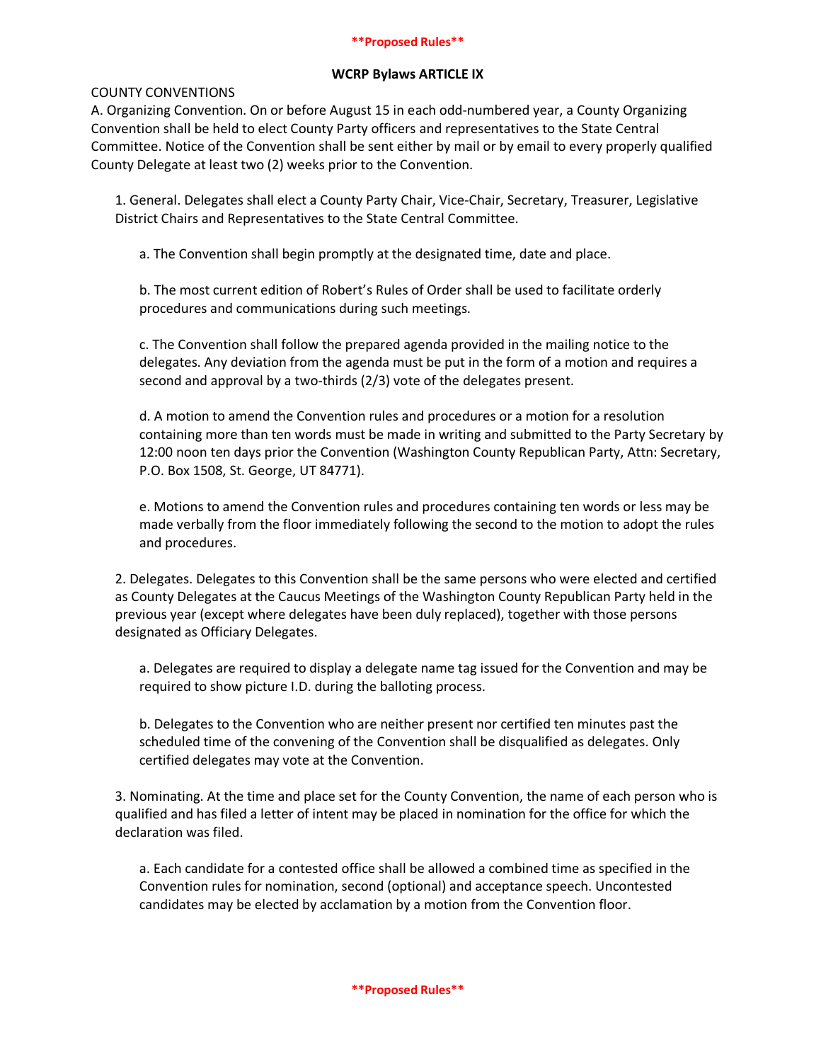**Proposed Rules**

## WCRP Bylaws ARTICLE IX

COUNTY CONVENTIONS

A. Organizing Convention. On or before August 15 in each odd-numbered year, a County Organizing Convention shall be held to elect County Party officers and representatives to the State Central Committee. Notice of the Convention shall be sent either by mail or by email to every properly qualified County Delegate at least two (2) weeks prior to the Convention.

1. General. Delegates shall elect a County Party Chair, Vice-Chair, Secretary, Treasurer, Legislative District Chairs and Representatives to the State Central Committee.

   a. The Convention shall begin promptly at the designated time, date and place.

   b. The most current edition of Robert's Rules of Order shall be used to facilitate orderly procedures and communications during such meetings.

   c. The Convention shall follow the prepared agenda provided in the mailing notice to the delegates. Any deviation from the agenda must be put in the form of a motion and requires a second and approval by a two-thirds (2/3) vote of the delegates present.

   d. A motion to amend the Convention rules and procedures or a motion for a resolution containing more than ten words must be made in writing and submitted to the Party Secretary by 12:00 noon ten days prior the Convention (Washington County Republican Party, Attn: Secretary, P.O. Box 1508, St. George, UT 84771).

   e. Motions to amend the Convention rules and procedures containing ten words or less may be made verbally from the floor immediately following the second to the motion to adopt the rules and procedures.

2. Delegates. Delegates to this Convention shall be the same persons who were elected and certified as County Delegates at the Caucus Meetings of the Washington County Republican Party held in the previous year (except where delegates have been duly replaced), together with those persons designated as Officiary Delegates.

   a. Delegates are required to display a delegate name tag issued for the Convention and may be required to show picture I.D. during the balloting process.

   b. Delegates to the Convention who are neither present nor certified ten minutes past the scheduled time of the convening of the Convention shall be disqualified as delegates. Only certified delegates may vote at the Convention.

3. Nominating. At the time and place set for the County Convention, the name of each person who is qualified and has filed a letter of intent may be placed in nomination for the office for which the declaration was filed.

   a. Each candidate for a contested office shall be allowed a combined time as specified in the Convention rules for nomination, second (optional) and acceptance speech. Uncontested candidates may be elected by acclamation by a motion from the Convention floor.

**Proposed Rules**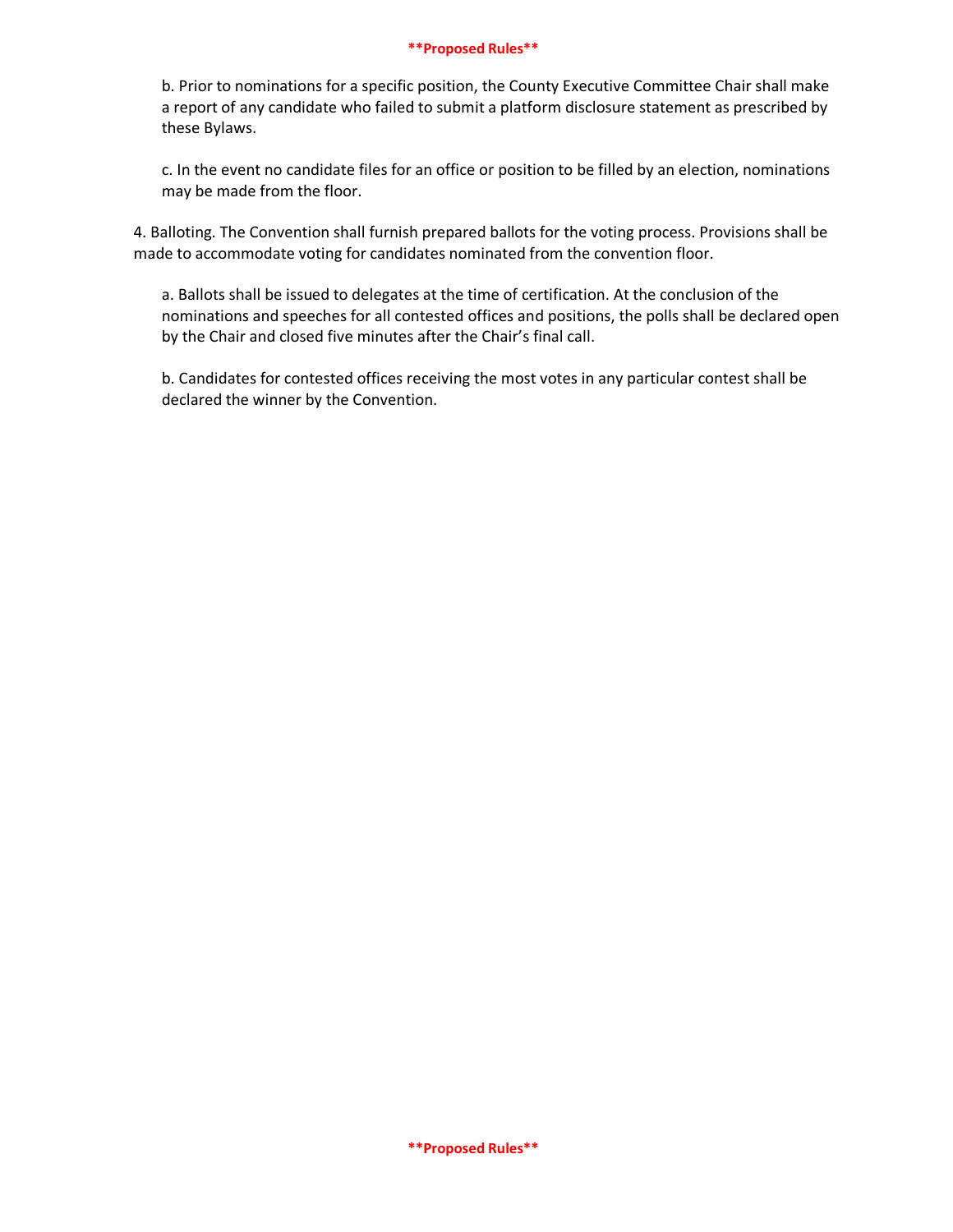b. Prior to nominations for a specific position, the County Executive Committee Chair shall make a report of any candidate who failed to submit a platform disclosure statement as prescribed by these Bylaws.

c. In the event no candidate files for an office or position to be filled by an election, nominations may be made from the floor.

4. Balloting. The Convention shall furnish prepared ballots for the voting process. Provisions shall be made to accommodate voting for candidates nominated from the convention floor.

a. Ballots shall be issued to delegates at the time of certification. At the conclusion of the nominations and speeches for all contested offices and positions, the polls shall be declared open by the Chair and closed five minutes after the Chair's final call.

b. Candidates for contested offices receiving the most votes in any particular contest shall be declared the winner by the Convention.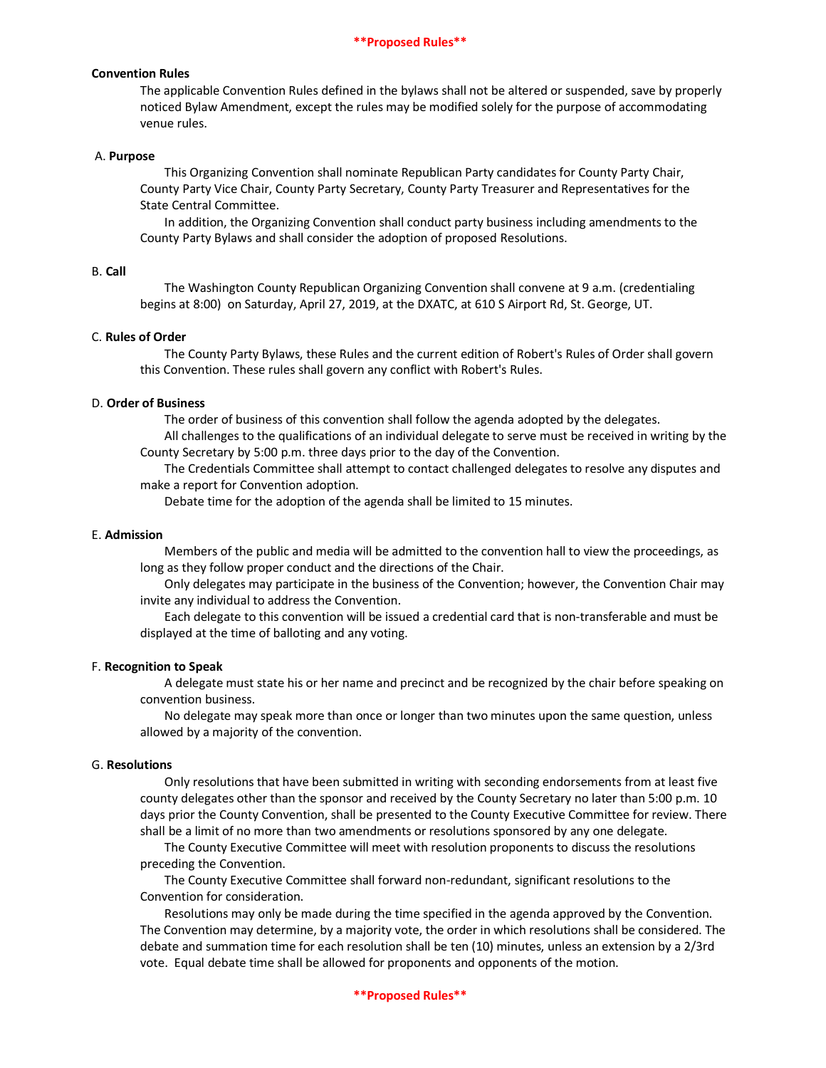**Proposed Rules**

**Convention Rules**

The applicable Convention Rules defined in the bylaws shall not be altered or suspended, save by properly noticed Bylaw Amendment, except the rules may be modified solely for the purpose of accommodating venue rules.

A. **Purpose**

This Organizing Convention shall nominate Republican Party candidates for County Party Chair, County Party Vice Chair, County Party Secretary, County Party Treasurer and Representatives for the State Central Committee.

In addition, the Organizing Convention shall conduct party business including amendments to the County Party Bylaws and shall consider the adoption of proposed Resolutions.

B. **Call**

The Washington County Republican Organizing Convention shall convene at 9 a.m. (credentialing begins at 8:00) on Saturday, April 27, 2019, at the DXATC, at 610 S Airport Rd, St. George, UT.

C. **Rules of Order**

The County Party Bylaws, these Rules and the current edition of Robert's Rules of Order shall govern this Convention. These rules shall govern any conflict with Robert's Rules.

D. **Order of Business**

The order of business of this convention shall follow the agenda adopted by the delegates.

All challenges to the qualifications of an individual delegate to serve must be received in writing by the County Secretary by 5:00 p.m. three days prior to the day of the Convention.

The Credentials Committee shall attempt to contact challenged delegates to resolve any disputes and make a report for Convention adoption.

Debate time for the adoption of the agenda shall be limited to 15 minutes.

E. **Admission**

Members of the public and media will be admitted to the convention hall to view the proceedings, as long as they follow proper conduct and the directions of the Chair.

Only delegates may participate in the business of the Convention; however, the Convention Chair may invite any individual to address the Convention.

Each delegate to this convention will be issued a credential card that is non-transferable and must be displayed at the time of balloting and any voting.

F. **Recognition to Speak**

A delegate must state his or her name and precinct and be recognized by the chair before speaking on convention business.

No delegate may speak more than once or longer than two minutes upon the same question, unless allowed by a majority of the convention.

G. **Resolutions**

Only resolutions that have been submitted in writing with seconding endorsements from at least five county delegates other than the sponsor and received by the County Secretary no later than 5:00 p.m. 10 days prior the County Convention, shall be presented to the County Executive Committee for review. There shall be a limit of no more than two amendments or resolutions sponsored by any one delegate.

The County Executive Committee will meet with resolution proponents to discuss the resolutions preceding the Convention.

The County Executive Committee shall forward non-redundant, significant resolutions to the Convention for consideration.

Resolutions may only be made during the time specified in the agenda approved by the Convention. The Convention may determine, by a majority vote, the order in which resolutions shall be considered. The debate and summation time for each resolution shall be ten (10) minutes, unless an extension by a 2/3rd vote. Equal debate time shall be allowed for proponents and opponents of the motion.

**Proposed Rules**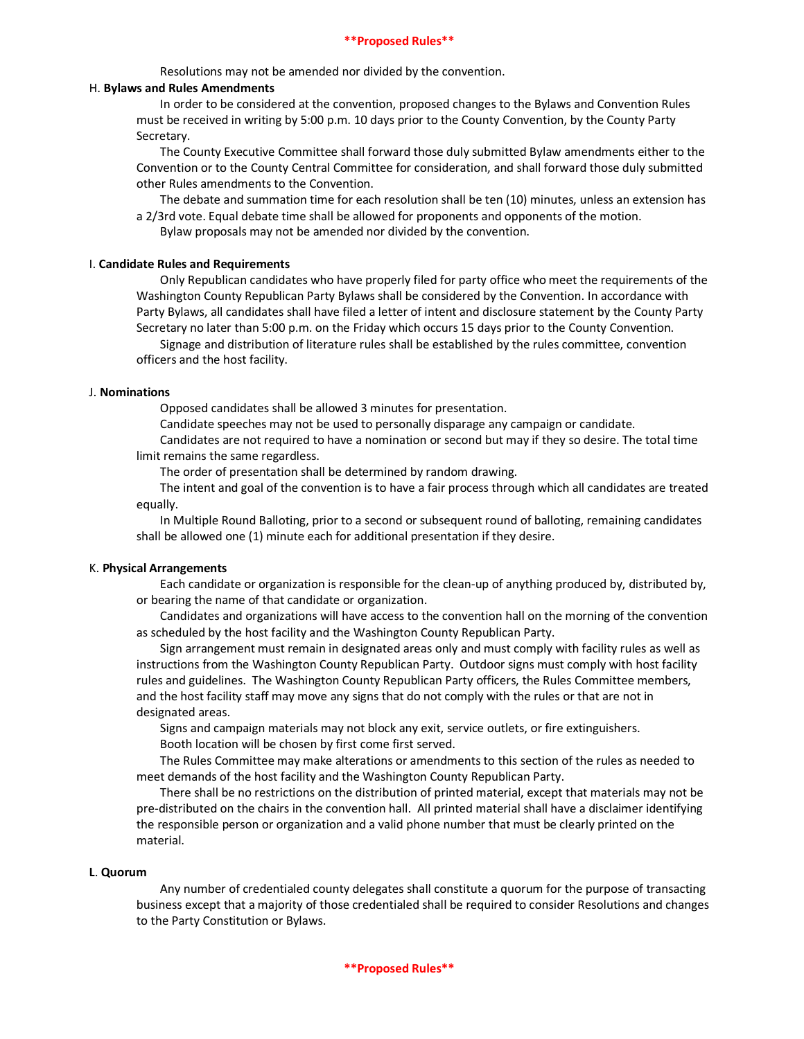Resolutions may not be amended nor divided by the convention.

H. **Bylaws and Rules Amendments**

In order to be considered at the convention, proposed changes to the Bylaws and Convention Rules must be received in writing by 5:00 p.m. 10 days prior to the County Convention, by the County Party Secretary.

The County Executive Committee shall forward those duly submitted Bylaw amendments either to the Convention or to the County Central Committee for consideration, and shall forward those duly submitted other Rules amendments to the Convention.

The debate and summation time for each resolution shall be ten (10) minutes, unless an extension has a 2/3rd vote. Equal debate time shall be allowed for proponents and opponents of the motion.

Bylaw proposals may not be amended nor divided by the convention.

I. **Candidate Rules and Requirements**

Only Republican candidates who have properly filed for party office who meet the requirements of the Washington County Republican Party Bylaws shall be considered by the Convention. In accordance with Party Bylaws, all candidates shall have filed a letter of intent and disclosure statement by the County Party Secretary no later than 5:00 p.m. on the Friday which occurs 15 days prior to the County Convention.

Signage and distribution of literature rules shall be established by the rules committee, convention officers and the host facility.

J. **Nominations**

Opposed candidates shall be allowed 3 minutes for presentation.

Candidate speeches may not be used to personally disparage any campaign or candidate.

Candidates are not required to have a nomination or second but may if they so desire. The total time limit remains the same regardless.

The order of presentation shall be determined by random drawing.

The intent and goal of the convention is to have a fair process through which all candidates are treated equally.

In Multiple Round Balloting, prior to a second or subsequent round of balloting, remaining candidates shall be allowed one (1) minute each for additional presentation if they desire.

K. **Physical Arrangements**

Each candidate or organization is responsible for the clean-up of anything produced by, distributed by, or bearing the name of that candidate or organization.

Candidates and organizations will have access to the convention hall on the morning of the convention as scheduled by the host facility and the Washington County Republican Party.

Sign arrangement must remain in designated areas only and must comply with facility rules as well as instructions from the Washington County Republican Party. Outdoor signs must comply with host facility rules and guidelines. The Washington County Republican Party officers, the Rules Committee members, and the host facility staff may move any signs that do not comply with the rules or that are not in designated areas.

Signs and campaign materials may not block any exit, service outlets, or fire extinguishers.

Booth location will be chosen by first come first served.

The Rules Committee may make alterations or amendments to this section of the rules as needed to meet demands of the host facility and the Washington County Republican Party.

There shall be no restrictions on the distribution of printed material, except that materials may not be pre-distributed on the chairs in the convention hall. All printed material shall have a disclaimer identifying the responsible person or organization and a valid phone number that must be clearly printed on the material.

**L. Quorum**

Any number of credentialed county delegates shall constitute a quorum for the purpose of transacting business except that a majority of those credentialed shall be required to consider Resolutions and changes to the Party Constitution or Bylaws.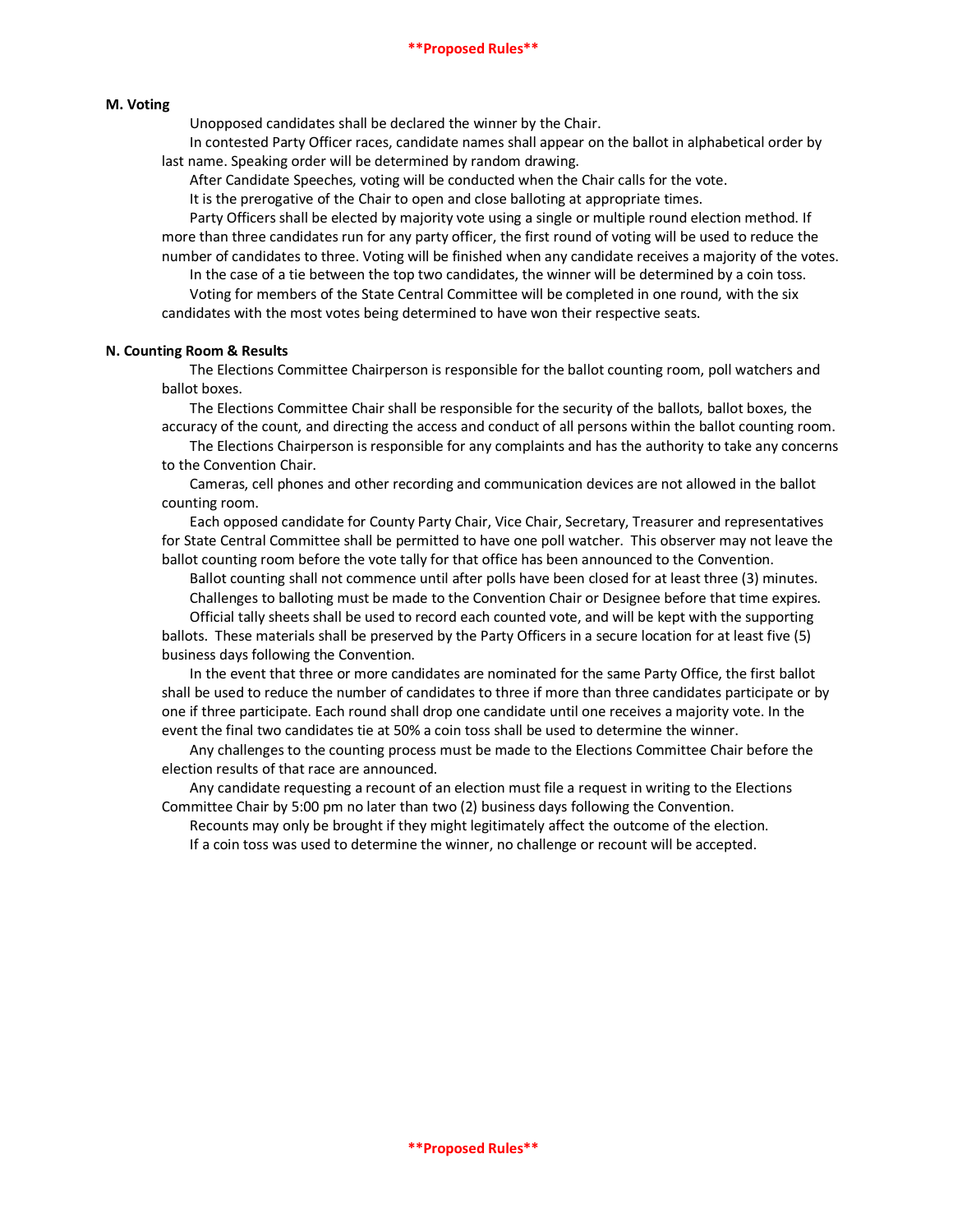### M. Voting

Unopposed candidates shall be declared the winner by the Chair.

In contested Party Officer races, candidate names shall appear on the ballot in alphabetical order by last name. Speaking order will be determined by random drawing.

After Candidate Speeches, voting will be conducted when the Chair calls for the vote.

It is the prerogative of the Chair to open and close balloting at appropriate times.

Party Officers shall be elected by majority vote using a single or multiple round election method. If more than three candidates run for any party officer, the first round of voting will be used to reduce the number of candidates to three. Voting will be finished when any candidate receives a majority of the votes.

In the case of a tie between the top two candidates, the winner will be determined by a coin toss.

Voting for members of the State Central Committee will be completed in one round, with the six candidates with the most votes being determined to have won their respective seats.

### N. Counting Room & Results

The Elections Committee Chairperson is responsible for the ballot counting room, poll watchers and ballot boxes.

The Elections Committee Chair shall be responsible for the security of the ballots, ballot boxes, the accuracy of the count, and directing the access and conduct of all persons within the ballot counting room.

The Elections Chairperson is responsible for any complaints and has the authority to take any concerns to the Convention Chair.

Cameras, cell phones and other recording and communication devices are not allowed in the ballot counting room.

Each opposed candidate for County Party Chair, Vice Chair, Secretary, Treasurer and representatives for State Central Committee shall be permitted to have one poll watcher. This observer may not leave the ballot counting room before the vote tally for that office has been announced to the Convention.

Ballot counting shall not commence until after polls have been closed for at least three (3) minutes.

Challenges to balloting must be made to the Convention Chair or Designee before that time expires.

Official tally sheets shall be used to record each counted vote, and will be kept with the supporting ballots. These materials shall be preserved by the Party Officers in a secure location for at least five (5) business days following the Convention.

In the event that three or more candidates are nominated for the same Party Office, the first ballot shall be used to reduce the number of candidates to three if more than three candidates participate or by one if three participate. Each round shall drop one candidate until one receives a majority vote. In the event the final two candidates tie at 50% a coin toss shall be used to determine the winner.

Any challenges to the counting process must be made to the Elections Committee Chair before the election results of that race are announced.

Any candidate requesting a recount of an election must file a request in writing to the Elections Committee Chair by 5:00 pm no later than two (2) business days following the Convention.

Recounts may only be brought if they might legitimately affect the outcome of the election.

If a coin toss was used to determine the winner, no challenge or recount will be accepted.